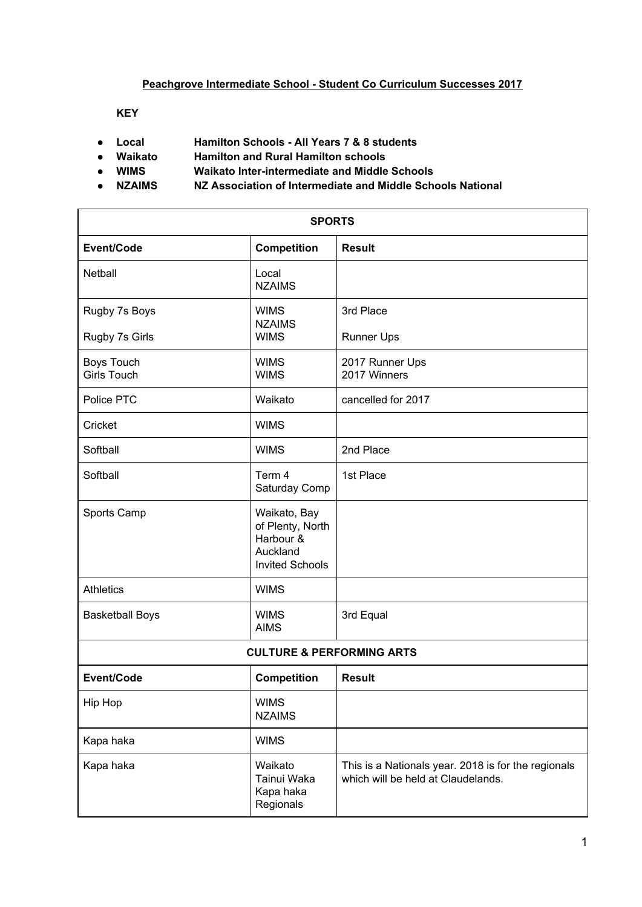**Peachgrove Intermediate School - Student Co Curriculum Successes 2017**

**KEY**

- **Local** Hamilton Schools - All Years 7 & 8 students
- **Waikato** Hamilton and Rural Hamilton schools
- **WIMS** Waikato Inter-intermediate and Middle Schools
- **NZAIMS** NZ Association of Intermediate and Middle Schools National

| **SPORTS** | | |
|---|---|---|
| **Event/Code** | **Competition** | **Result** |
| Netball | Local<br>NZAIMS | |
| Rugby 7s Boys<br><br>Rugby 7s Girls | WIMS<br>NZAIMS<br>WIMS | 3rd Place<br><br>Runner Ups |
| Boys Touch<br>Girls Touch | WIMS<br>WIMS | 2017 Runner Ups<br>2017 Winners |
| Police PTC | Waikato | cancelled for 2017 |
| Cricket | WIMS | |
| Softball | WIMS | 2nd Place |
| Softball | Term 4<br>Saturday Comp | 1st Place |
| Sports Camp | Waikato, Bay of Plenty, North Harbour & Auckland Invited Schools | |
| Athletics | WIMS | |
| Basketball Boys | WIMS<br>AIMS | 3rd Equal |
| **CULTURE & PERFORMING ARTS** | | |
| **Event/Code** | **Competition** | **Result** |
| Hip Hop | WIMS<br>NZAIMS | |
| Kapa haka | WIMS | |
| Kapa haka | Waikato<br>Tainui Waka<br>Kapa haka<br>Regionals | This is a Nationals year. 2018 is for the regionals which will be held at Claudelands. |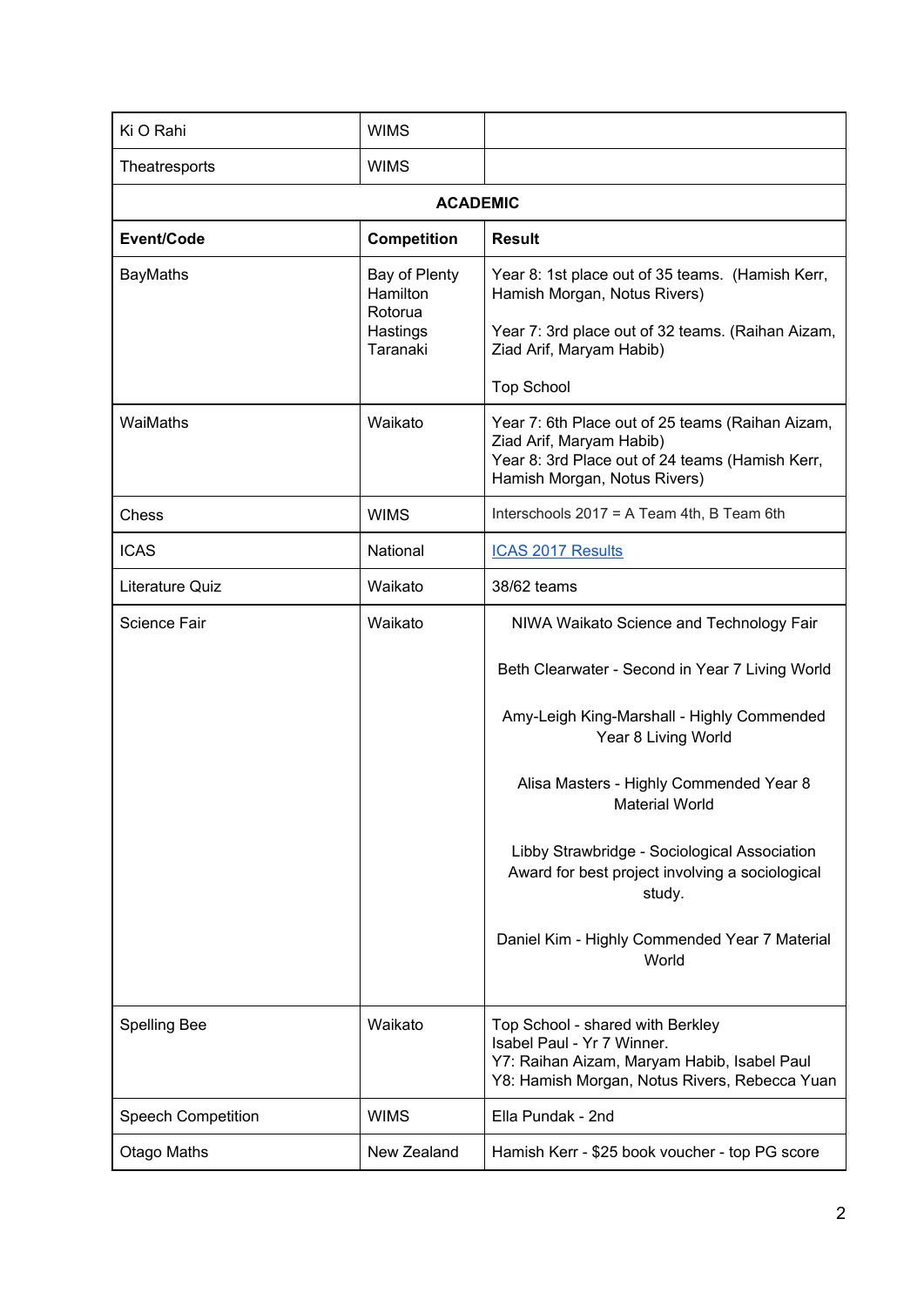| | | |
|---|---|---|
| Ki O Rahi | WIMS | |
| Theatresports | WIMS | |
| **ACADEMIC** | | |
| **Event/Code** | **Competition** | **Result** |
| BayMaths | Bay of Plenty<br>Hamilton<br>Rotorua<br>Hastings<br>Taranaki | Year 8: 1st place out of 35 teams. (Hamish Kerr, Hamish Morgan, Notus Rivers)<br><br>Year 7: 3rd place out of 32 teams. (Raihan Aizam, Ziad Arif, Maryam Habib)<br><br>Top School |
| WaiMaths | Waikato | Year 7: 6th Place out of 25 teams (Raihan Aizam, Ziad Arif, Maryam Habib)<br>Year 8: 3rd Place out of 24 teams (Hamish Kerr, Hamish Morgan, Notus Rivers) |
| Chess | WIMS | Interschools 2017 = A Team 4th, B Team 6th |
| ICAS | National | [ICAS 2017 Results]() |
| Literature Quiz | Waikato | 38/62 teams |
| Science Fair | Waikato | NIWA Waikato Science and Technology Fair<br><br>Beth Clearwater - Second in Year 7 Living World<br><br>Amy-Leigh King-Marshall - Highly Commended Year 8 Living World<br><br>Alisa Masters - Highly Commended Year 8 Material World<br><br>Libby Strawbridge - Sociological Association Award for best project involving a sociological study.<br><br>Daniel Kim - Highly Commended Year 7 Material World |
| Spelling Bee | Waikato | Top School - shared with Berkley<br>Isabel Paul - Yr 7 Winner.<br>Y7: Raihan Aizam, Maryam Habib, Isabel Paul<br>Y8: Hamish Morgan, Notus Rivers, Rebecca Yuan |
| Speech Competition | WIMS | Ella Pundak - 2nd |
| Otago Maths | New Zealand | Hamish Kerr - $25 book voucher - top PG score |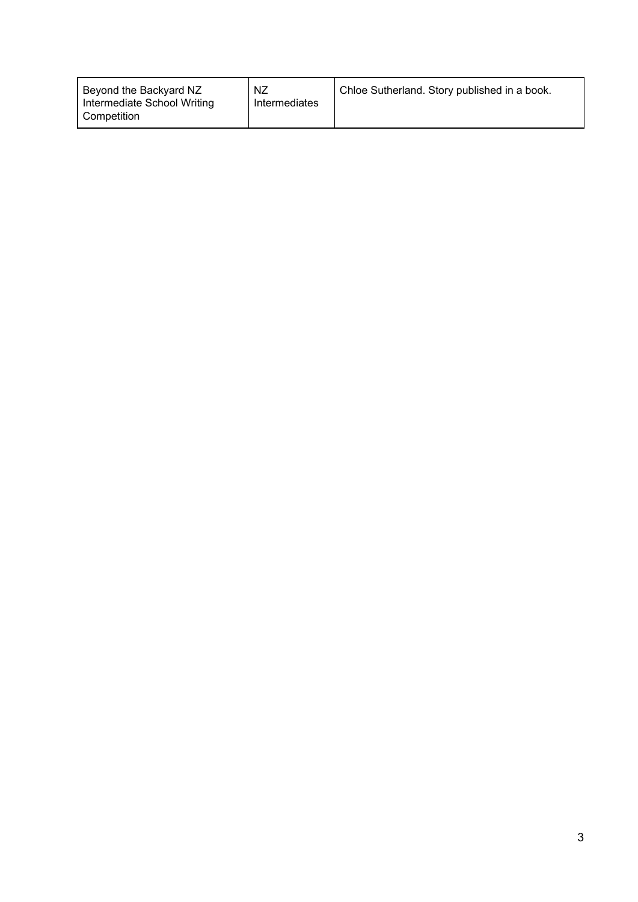| | | |
|---|---|---|
| Beyond the Backyard NZ Intermediate School Writing Competition | NZ Intermediates | Chloe Sutherland. Story published in a book. |